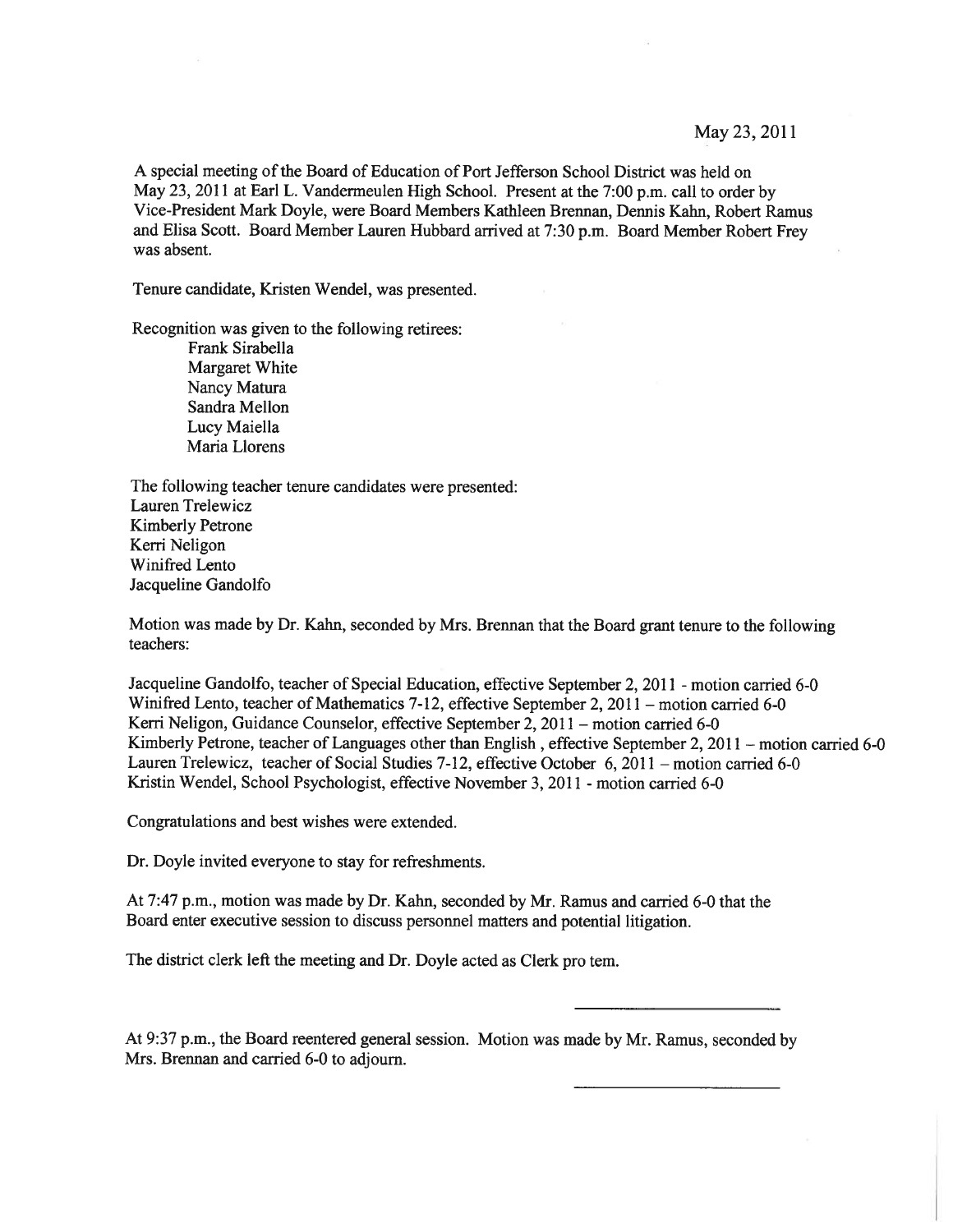May 23, 2011

A special meeting of the Board of Education of Port Jefferson School District was held on May 23, 2011 at Earl L. Vandermeulen High School. Present at the 7:00 p.m. call to order by Vice-President Mark Doyle, were Board Members Kathleen Brennan, Dennis Kahn, Robert Ramus and Elisa Scott. Board Member Lauren Hubbard arrived at 7:30 p.m. Board Member Robert Frey was absent.

Tenure candidate, Kristen Wendel, was presented.

Recognition was given to the following retirees:

- Frank Sirabella
- Margaret White
- Nancy Matura
- Sandra Mellon
- Lucy Maiella
- Maria Llorens

The following teacher tenure candidates were presented:

Lauren Trelewicz
Kimberly Petrone
Kerri Neligon
Winifred Lento
Jacqueline Gandolfo

Motion was made by Dr. Kahn, seconded by Mrs. Brennan that the Board grant tenure to the following teachers:

Jacqueline Gandolfo, teacher of Special Education, effective September 2, 2011 - motion carried 6-0
Winifred Lento, teacher of Mathematics 7-12, effective September 2, 2011 – motion carried 6-0
Kerri Neligon, Guidance Counselor, effective September 2, 2011 – motion carried 6-0
Kimberly Petrone, teacher of Languages other than English , effective September 2, 2011 – motion carried 6-0
Lauren Trelewicz, teacher of Social Studies 7-12, effective October 6, 2011 – motion carried 6-0
Kristin Wendel, School Psychologist, effective November 3, 2011 - motion carried 6-0

Congratulations and best wishes were extended.

Dr. Doyle invited everyone to stay for refreshments.

At 7:47 p.m., motion was made by Dr. Kahn, seconded by Mr. Ramus and carried 6-0 that the Board enter executive session to discuss personnel matters and potential litigation.

The district clerk left the meeting and Dr. Doyle acted as Clerk pro tem.

At 9:37 p.m., the Board reentered general session. Motion was made by Mr. Ramus, seconded by Mrs. Brennan and carried 6-0 to adjourn.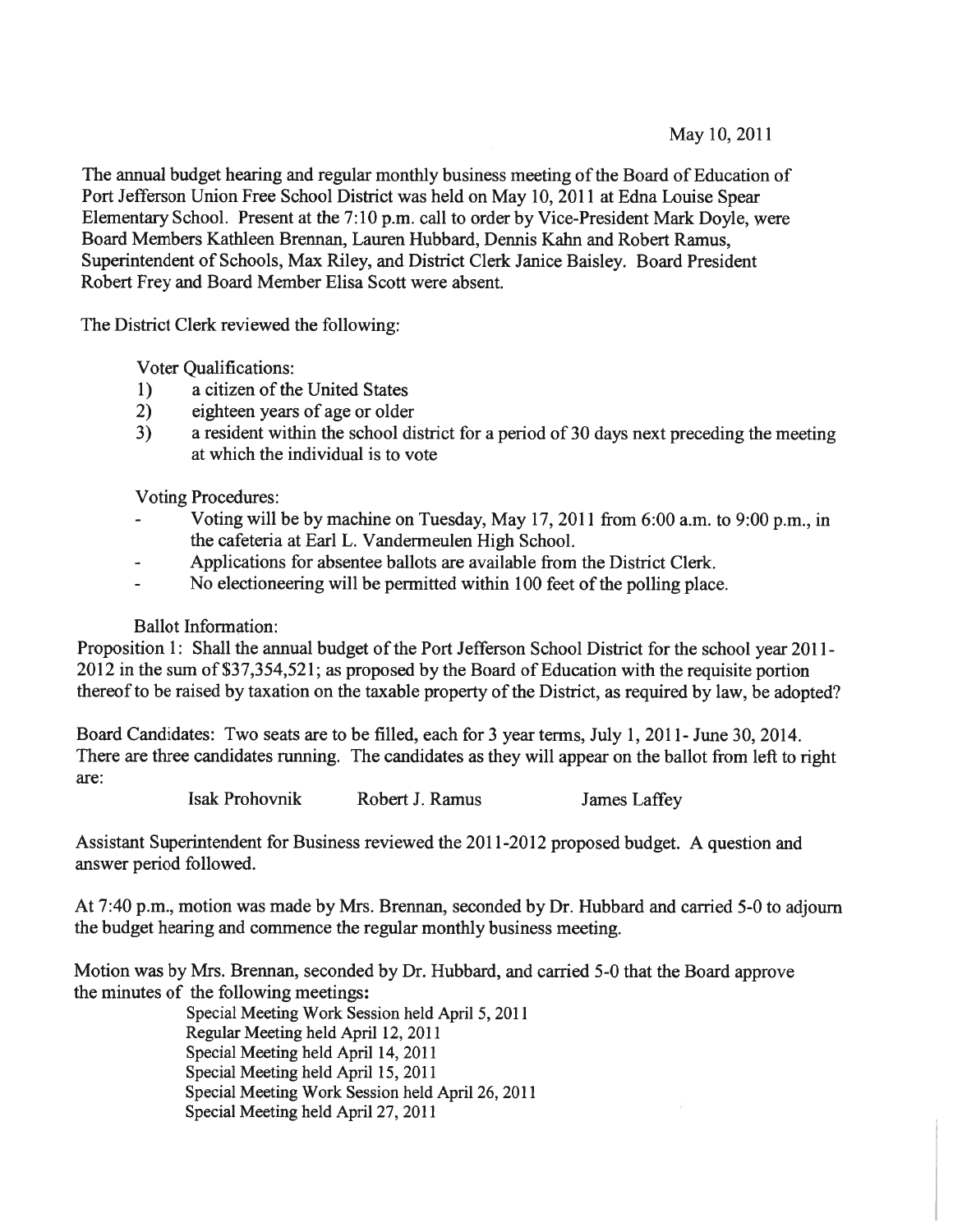May 10, 2011

The annual budget hearing and regular monthly business meeting of the Board of Education of Port Jefferson Union Free School District was held on May 10, 2011 at Edna Louise Spear Elementary School. Present at the 7:10 p.m. call to order by Vice-President Mark Doyle, were Board Members Kathleen Brennan, Lauren Hubbard, Dennis Kahn and Robert Ramus, Superintendent of Schools, Max Riley, and District Clerk Janice Baisley. Board President Robert Frey and Board Member Elisa Scott were absent.

The District Clerk reviewed the following:

Voter Qualifications:

1) a citizen of the United States
2) eighteen years of age or older
3) a resident within the school district for a period of 30 days next preceding the meeting at which the individual is to vote

Voting Procedures:

- Voting will be by machine on Tuesday, May 17, 2011 from 6:00 a.m. to 9:00 p.m., in the cafeteria at Earl L. Vandermeulen High School.
- Applications for absentee ballots are available from the District Clerk.
- No electioneering will be permitted within 100 feet of the polling place.

Ballot Information:

Proposition 1: Shall the annual budget of the Port Jefferson School District for the school year 2011-2012 in the sum of $37,354,521; as proposed by the Board of Education with the requisite portion thereof to be raised by taxation on the taxable property of the District, as required by law, be adopted?

Board Candidates: Two seats are to be filled, each for 3 year terms, July 1, 2011- June 30, 2014. There are three candidates running. The candidates as they will appear on the ballot from left to right are:

Isak Prohovnik Robert J. Ramus James Laffey

Assistant Superintendent for Business reviewed the 2011-2012 proposed budget. A question and answer period followed.

At 7:40 p.m., motion was made by Mrs. Brennan, seconded by Dr. Hubbard and carried 5-0 to adjourn the budget hearing and commence the regular monthly business meeting.

Motion was by Mrs. Brennan, seconded by Dr. Hubbard, and carried 5-0 that the Board approve the minutes of the following meetings:

Special Meeting Work Session held April 5, 2011
Regular Meeting held April 12, 2011
Special Meeting held April 14, 2011
Special Meeting held April 15, 2011
Special Meeting Work Session held April 26, 2011
Special Meeting held April 27, 2011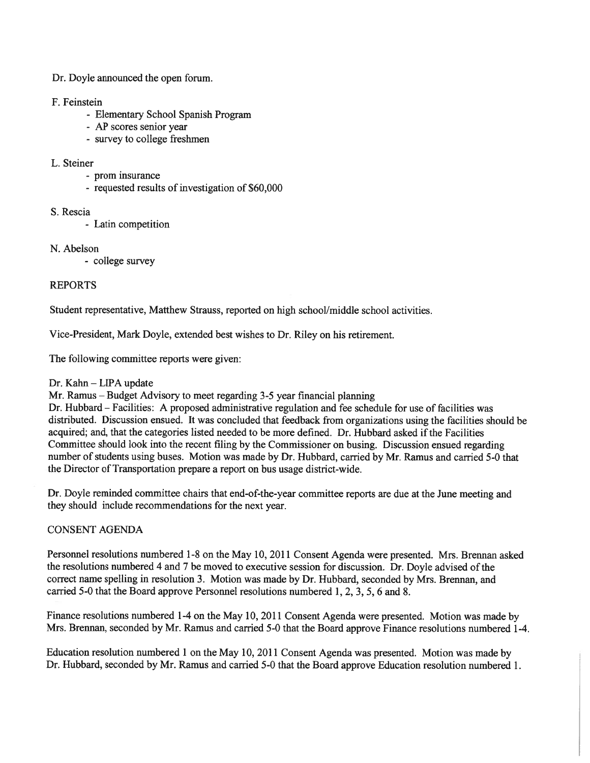Dr. Doyle announced the open forum.

F. Feinstein

- Elementary School Spanish Program
- AP scores senior year
- survey to college freshmen

L. Steiner

- prom insurance
- requested results of investigation of $60,000

S. Rescia

- Latin competition

N. Abelson

- college survey

REPORTS

Student representative, Matthew Strauss, reported on high school/middle school activities.

Vice-President, Mark Doyle, extended best wishes to Dr. Riley on his retirement.

The following committee reports were given:

Dr. Kahn – LIPA update
Mr. Ramus – Budget Advisory to meet regarding 3-5 year financial planning
Dr. Hubbard – Facilities: A proposed administrative regulation and fee schedule for use of facilities was distributed. Discussion ensued. It was concluded that feedback from organizations using the facilities should be acquired; and, that the categories listed needed to be more defined. Dr. Hubbard asked if the Facilities Committee should look into the recent filing by the Commissioner on busing. Discussion ensued regarding number of students using buses. Motion was made by Dr. Hubbard, carried by Mr. Ramus and carried 5-0 that the Director of Transportation prepare a report on bus usage district-wide.

Dr. Doyle reminded committee chairs that end-of-the-year committee reports are due at the June meeting and they should include recommendations for the next year.

CONSENT AGENDA

Personnel resolutions numbered 1-8 on the May 10, 2011 Consent Agenda were presented. Mrs. Brennan asked the resolutions numbered 4 and 7 be moved to executive session for discussion. Dr. Doyle advised of the correct name spelling in resolution 3. Motion was made by Dr. Hubbard, seconded by Mrs. Brennan, and carried 5-0 that the Board approve Personnel resolutions numbered 1, 2, 3, 5, 6 and 8.

Finance resolutions numbered 1-4 on the May 10, 2011 Consent Agenda were presented. Motion was made by Mrs. Brennan, seconded by Mr. Ramus and carried 5-0 that the Board approve Finance resolutions numbered 1-4.

Education resolution numbered 1 on the May 10, 2011 Consent Agenda was presented. Motion was made by Dr. Hubbard, seconded by Mr. Ramus and carried 5-0 that the Board approve Education resolution numbered 1.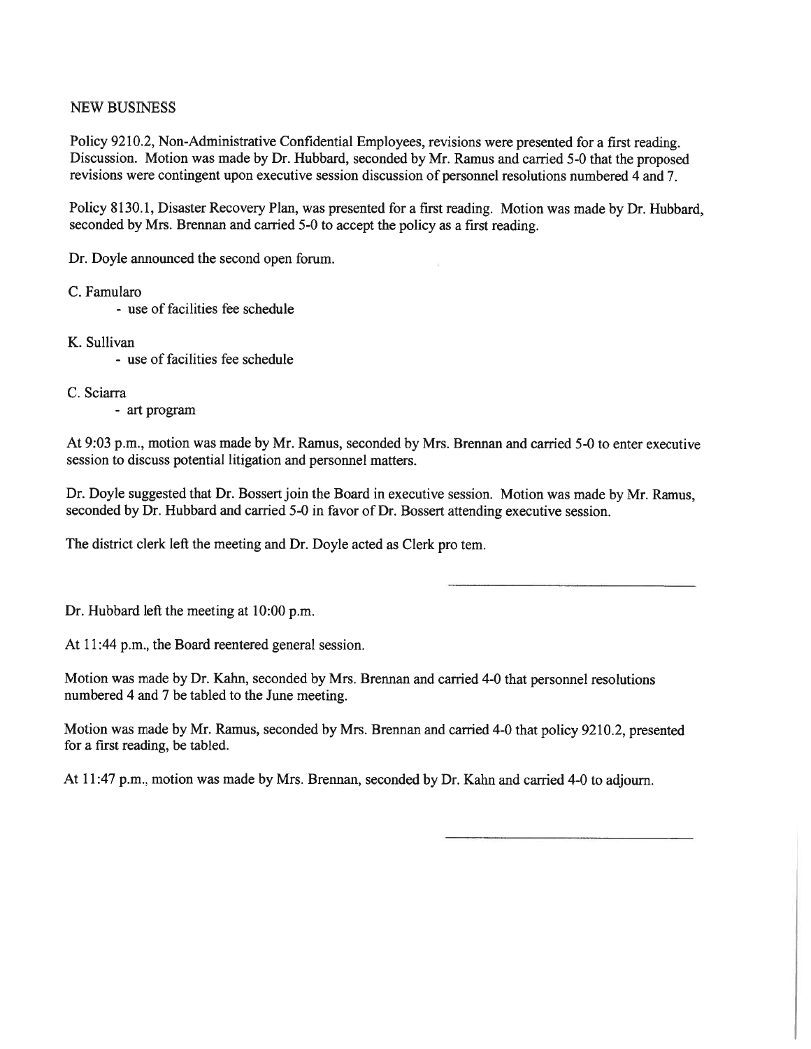NEW BUSINESS

Policy 9210.2, Non-Administrative Confidential Employees, revisions were presented for a first reading. Discussion. Motion was made by Dr. Hubbard, seconded by Mr. Ramus and carried 5-0 that the proposed revisions were contingent upon executive session discussion of personnel resolutions numbered 4 and 7.

Policy 8130.1, Disaster Recovery Plan, was presented for a first reading. Motion was made by Dr. Hubbard, seconded by Mrs. Brennan and carried 5-0 to accept the policy as a first reading.

Dr. Doyle announced the second open forum.

C. Famularo
- use of facilities fee schedule

K. Sullivan
- use of facilities fee schedule

C. Sciarra
- art program

At 9:03 p.m., motion was made by Mr. Ramus, seconded by Mrs. Brennan and carried 5-0 to enter executive session to discuss potential litigation and personnel matters.

Dr. Doyle suggested that Dr. Bossert join the Board in executive session. Motion was made by Mr. Ramus, seconded by Dr. Hubbard and carried 5-0 in favor of Dr. Bossert attending executive session.

The district clerk left the meeting and Dr. Doyle acted as Clerk pro tem.

\_\_\_\_\_\_\_\_\_\_\_\_\_\_\_\_\_\_\_\_\_\_\_\_\_\_\_\_

Dr. Hubbard left the meeting at 10:00 p.m.

At 11:44 p.m., the Board reentered general session.

Motion was made by Dr. Kahn, seconded by Mrs. Brennan and carried 4-0 that personnel resolutions numbered 4 and 7 be tabled to the June meeting.

Motion was made by Mr. Ramus, seconded by Mrs. Brennan and carried 4-0 that policy 9210.2, presented for a first reading, be tabled.

At 11:47 p.m., motion was made by Mrs. Brennan, seconded by Dr. Kahn and carried 4-0 to adjourn.

\_\_\_\_\_\_\_\_\_\_\_\_\_\_\_\_\_\_\_\_\_\_\_\_\_\_\_\_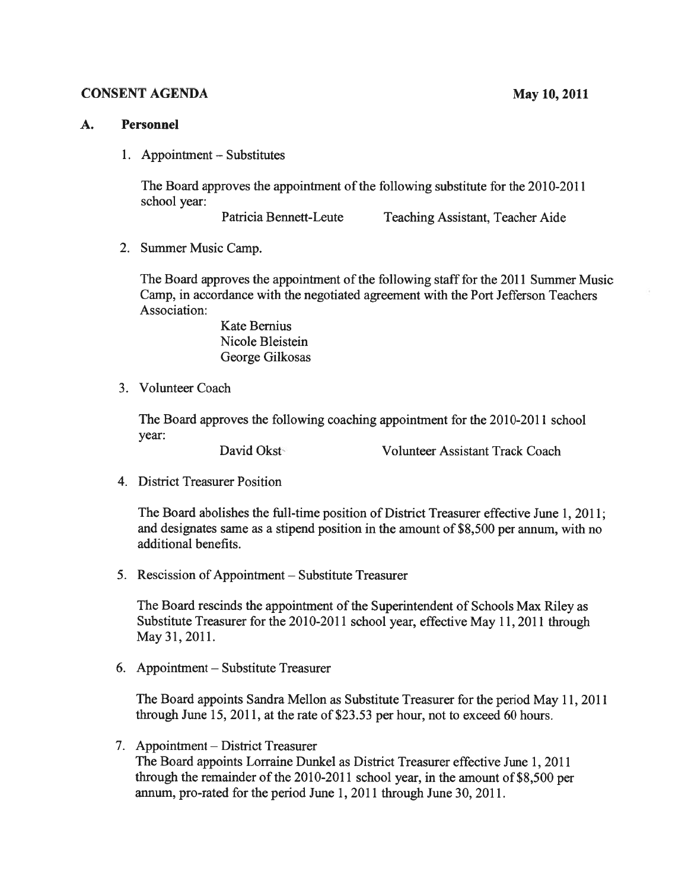**CONSENT AGENDA** **May 10, 2011**

## A. Personnel

1. Appointment – Substitutes

   The Board approves the appointment of the following substitute for the 2010-2011 school year:

   Patricia Bennett-Leute    Teaching Assistant, Teacher Aide

2. Summer Music Camp.

   The Board approves the appointment of the following staff for the 2011 Summer Music Camp, in accordance with the negotiated agreement with the Port Jefferson Teachers Association:

   Kate Bernius
   Nicole Bleistein
   George Gilkosas

3. Volunteer Coach

   The Board approves the following coaching appointment for the 2010-2011 school year:

   David Okst    Volunteer Assistant Track Coach

4. District Treasurer Position

   The Board abolishes the full-time position of District Treasurer effective June 1, 2011; and designates same as a stipend position in the amount of $8,500 per annum, with no additional benefits.

5. Rescission of Appointment – Substitute Treasurer

   The Board rescinds the appointment of the Superintendent of Schools Max Riley as Substitute Treasurer for the 2010-2011 school year, effective May 11, 2011 through May 31, 2011.

6. Appointment – Substitute Treasurer

   The Board appoints Sandra Mellon as Substitute Treasurer for the period May 11, 2011 through June 15, 2011, at the rate of $23.53 per hour, not to exceed 60 hours.

7. Appointment – District Treasurer

   The Board appoints Lorraine Dunkel as District Treasurer effective June 1, 2011 through the remainder of the 2010-2011 school year, in the amount of $8,500 per annum, pro-rated for the period June 1, 2011 through June 30, 2011.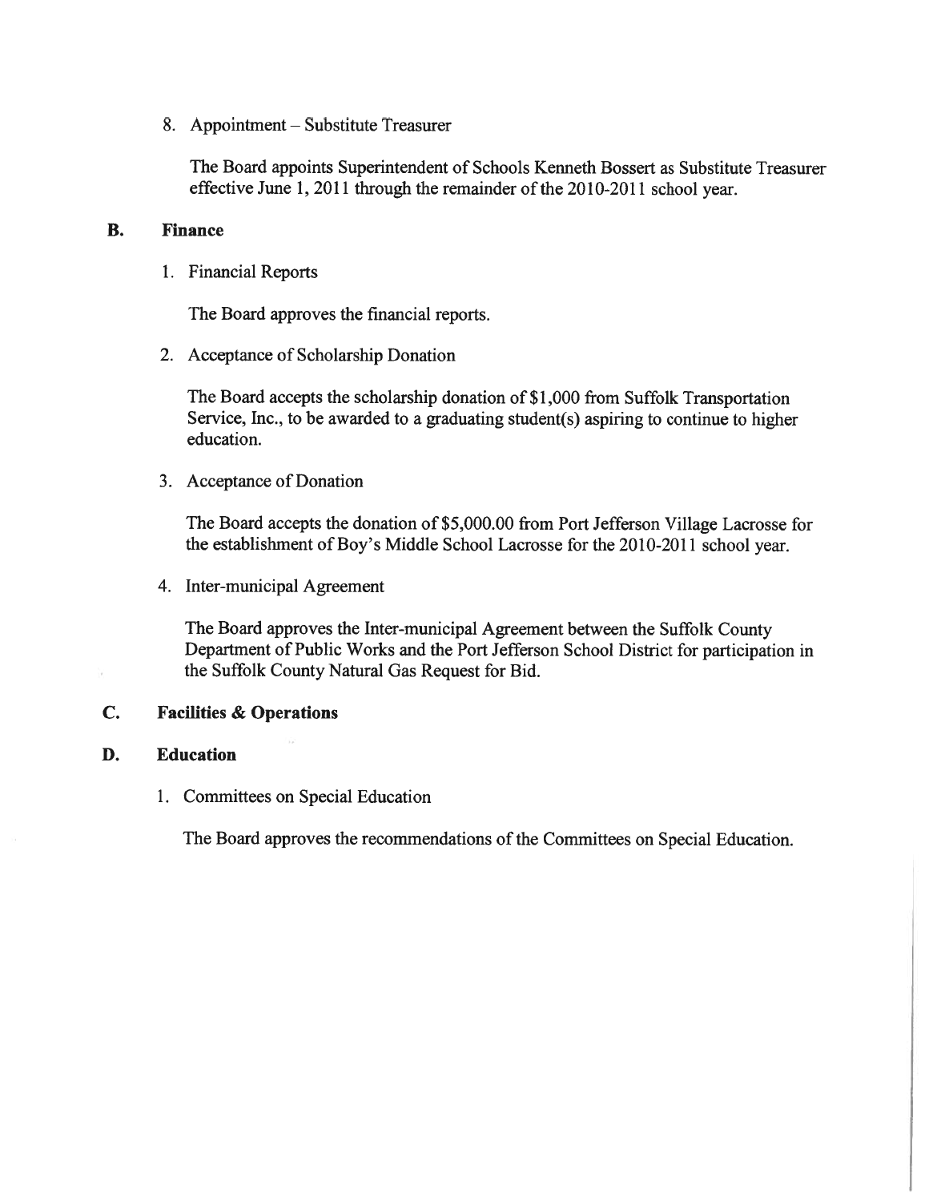8. Appointment – Substitute Treasurer

   The Board appoints Superintendent of Schools Kenneth Bossert as Substitute Treasurer effective June 1, 2011 through the remainder of the 2010-2011 school year.

## B. Finance

1. Financial Reports

   The Board approves the financial reports.

2. Acceptance of Scholarship Donation

   The Board accepts the scholarship donation of $1,000 from Suffolk Transportation Service, Inc., to be awarded to a graduating student(s) aspiring to continue to higher education.

3. Acceptance of Donation

   The Board accepts the donation of $5,000.00 from Port Jefferson Village Lacrosse for the establishment of Boy's Middle School Lacrosse for the 2010-2011 school year.

4. Inter-municipal Agreement

   The Board approves the Inter-municipal Agreement between the Suffolk County Department of Public Works and the Port Jefferson School District for participation in the Suffolk County Natural Gas Request for Bid.

## C. Facilities & Operations

## D. Education

1. Committees on Special Education

   The Board approves the recommendations of the Committees on Special Education.